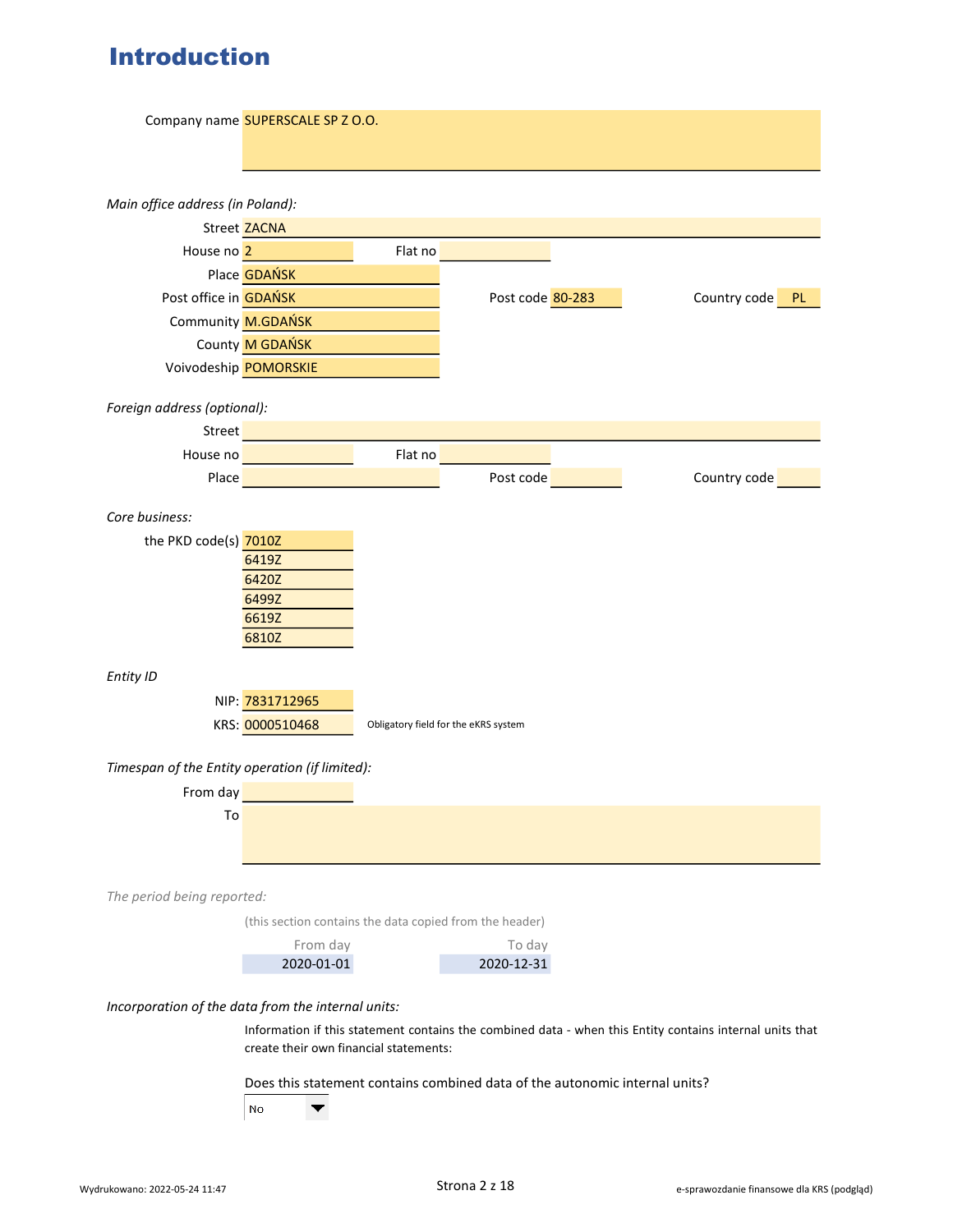# Introduction

| | |
|---|---|
| Company name | SUPERSCALE SP Z O.O. |

*Main office address (in Poland):*

| | | | | | |
|---|---|---|---|---|---|
| Street | ZACNA | | | | |
| House no | 2 | Flat no | | | |
| Place | GDAŃSK | | | | |
| Post office in | GDAŃSK | Post code | 80-283 | Country code | PL |
| Community | M.GDAŃSK | | | | |
| County | M GDAŃSK | | | | |
| Voivodeship | POMORSKIE | | | | |

*Foreign address (optional):*

| | | | | | |
|---|---|---|---|---|---|
| Street | | | | | |
| House no | | Flat no | | | |
| Place | | Post code | | Country code | |

*Core business:*

| | |
|---|---|
| the PKD code(s) | 7010Z |
| | 6419Z |
| | 6420Z |
| | 6499Z |
| | 6619Z |
| | 6810Z |

*Entity ID*

| | | |
|---|---|---|
| NIP: | 7831712965 | |
| KRS: | 0000510468 | Obligatory field for the eKRS system |

*Timespan of the Entity operation (if limited):*

| | |
|---|---|
| From day | |
| To | |

*The period being reported:*

(this section contains the data copied from the header)

| From day | To day |
|---|---|
| 2020-01-01 | 2020-12-31 |

*Incorporation of the data from the internal units:*

Information if this statement contains the combined data - when this Entity contains internal units that create their own financial statements:

Does this statement contains combined data of the autonomic internal units?

No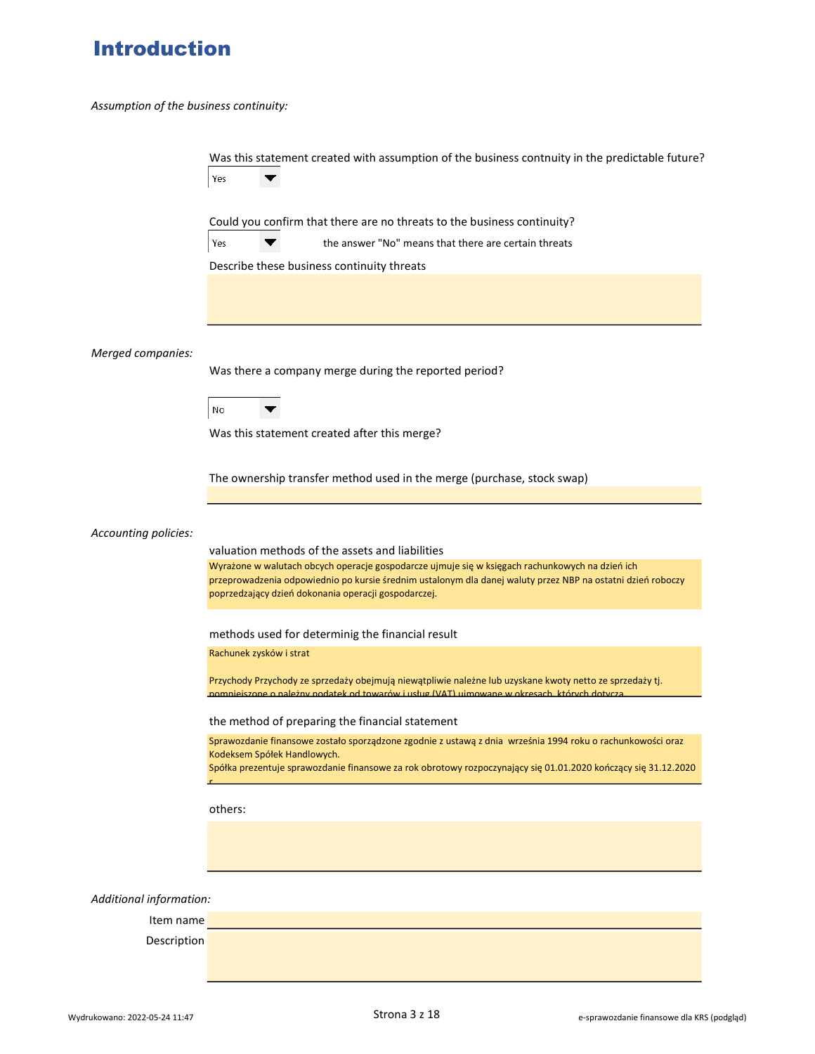# Introduction

*Assumption of the business continuity:*

Was this statement created with assumption of the business contnuity in the predictable future?

Yes

Could you confirm that there are no threats to the business continuity?

Yes — the answer "No" means that there are certain threats

Describe these business continuity threats

*Merged companies:*

Was there a company merge during the reported period?

No

Was this statement created after this merge?

The ownership transfer method used in the merge (purchase, stock swap)

*Accounting policies:*

valuation methods of the assets and liabilities

Wyrażone w walutach obcych operacje gospodarcze ujmuje się w księgach rachunkowych na dzień ich przeprowadzenia odpowiednio po kursie średnim ustalonym dla danej waluty przez NBP na ostatni dzień roboczy poprzedzający dzień dokonania operacji gospodarczej.

methods used for determinig the financial result

Rachunek zysków i strat

Przychody Przychody ze sprzedaży obejmują niewątpliwie należne lub uzyskane kwoty netto ze sprzedaży tj. pomniejszone o należny podatek od towarów i usług (VAT) ujmowane w okresach, których dotyczą

the method of preparing the financial statement

Sprawozdanie finansowe zostało sporządzone zgodnie z ustawą z dnia września 1994 roku o rachunkowości oraz Kodeksem Spółek Handlowych.
Spółka prezentuje sprawozdanie finansowe za rok obrotowy rozpoczynający się 01.01.2020 kończący się 31.12.2020 r.

others:

*Additional information:*

Item name

Description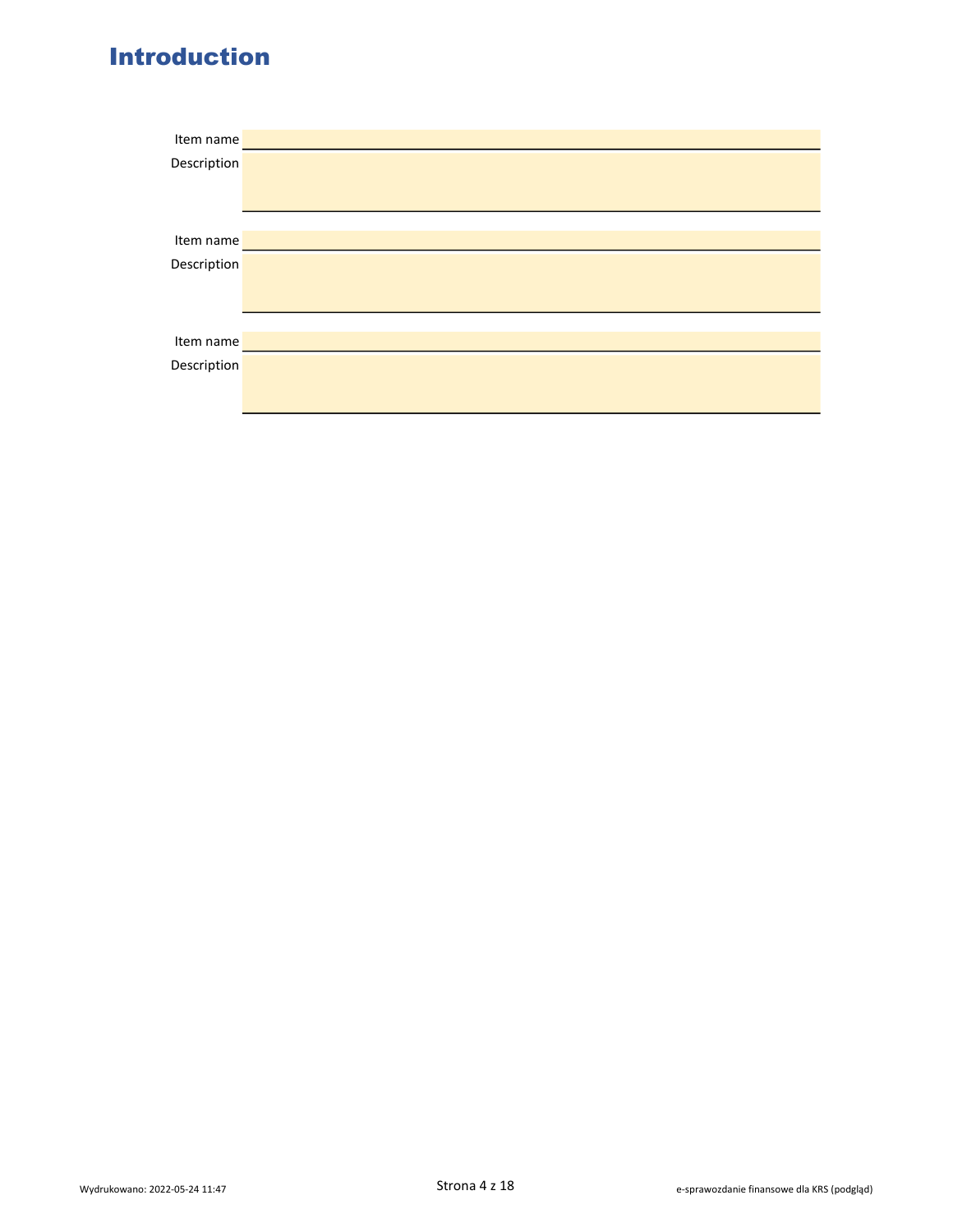# Introduction

| | |
|---|---|
| Item name | |
| Description | |

| | |
|---|---|
| Item name | |
| Description | |

| | |
|---|---|
| Item name | |
| Description | |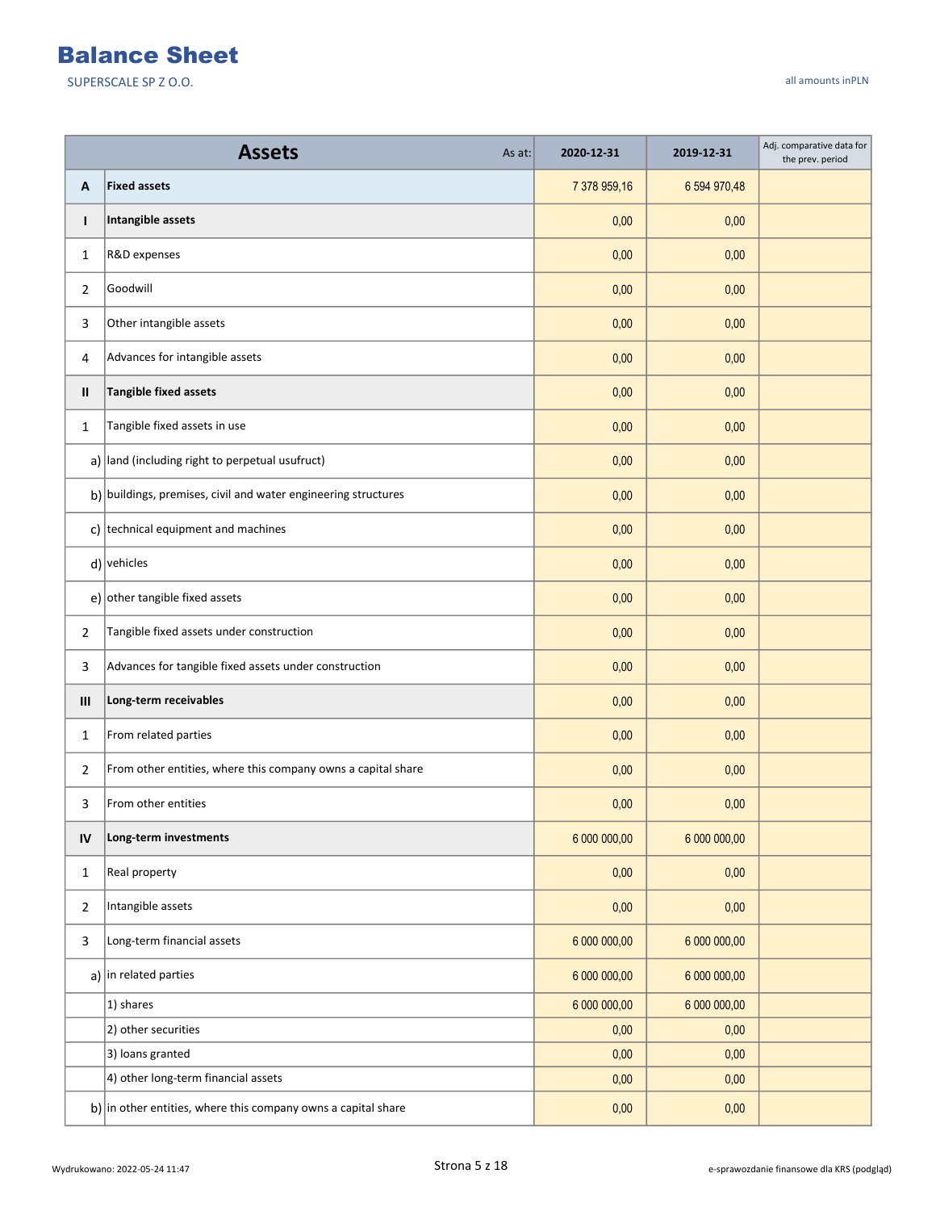# Balance Sheet

SUPERSCALE SP Z O.O.

all amounts inPLN

| | Assets — As at: | 2020-12-31 | 2019-12-31 | Adj. comparative data for the prev. period |
|---|---|---|---|---|
| **A** | **Fixed assets** | 7 378 959,16 | 6 594 970,48 | |
| **I** | **Intangible assets** | 0,00 | 0,00 | |
| 1 | R&D expenses | 0,00 | 0,00 | |
| 2 | Goodwill | 0,00 | 0,00 | |
| 3 | Other intangible assets | 0,00 | 0,00 | |
| 4 | Advances for intangible assets | 0,00 | 0,00 | |
| **II** | **Tangible fixed assets** | 0,00 | 0,00 | |
| 1 | Tangible fixed assets in use | 0,00 | 0,00 | |
| a) | land (including right to perpetual usufruct) | 0,00 | 0,00 | |
| b) | buildings, premises, civil and water engineering structures | 0,00 | 0,00 | |
| c) | technical equipment and machines | 0,00 | 0,00 | |
| d) | vehicles | 0,00 | 0,00 | |
| e) | other tangible fixed assets | 0,00 | 0,00 | |
| 2 | Tangible fixed assets under construction | 0,00 | 0,00 | |
| 3 | Advances for tangible fixed assets under construction | 0,00 | 0,00 | |
| **III** | **Long-term receivables** | 0,00 | 0,00 | |
| 1 | From related parties | 0,00 | 0,00 | |
| 2 | From other entities, where this company owns a capital share | 0,00 | 0,00 | |
| 3 | From other entities | 0,00 | 0,00 | |
| **IV** | **Long-term investments** | 6 000 000,00 | 6 000 000,00 | |
| 1 | Real property | 0,00 | 0,00 | |
| 2 | Intangible assets | 0,00 | 0,00 | |
| 3 | Long-term financial assets | 6 000 000,00 | 6 000 000,00 | |
| a) | in related parties | 6 000 000,00 | 6 000 000,00 | |
| | 1) shares | 6 000 000,00 | 6 000 000,00 | |
| | 2) other securities | 0,00 | 0,00 | |
| | 3) loans granted | 0,00 | 0,00 | |
| | 4) other long-term financial assets | 0,00 | 0,00 | |
| b) | in other entities, where this company owns a capital share | 0,00 | 0,00 | |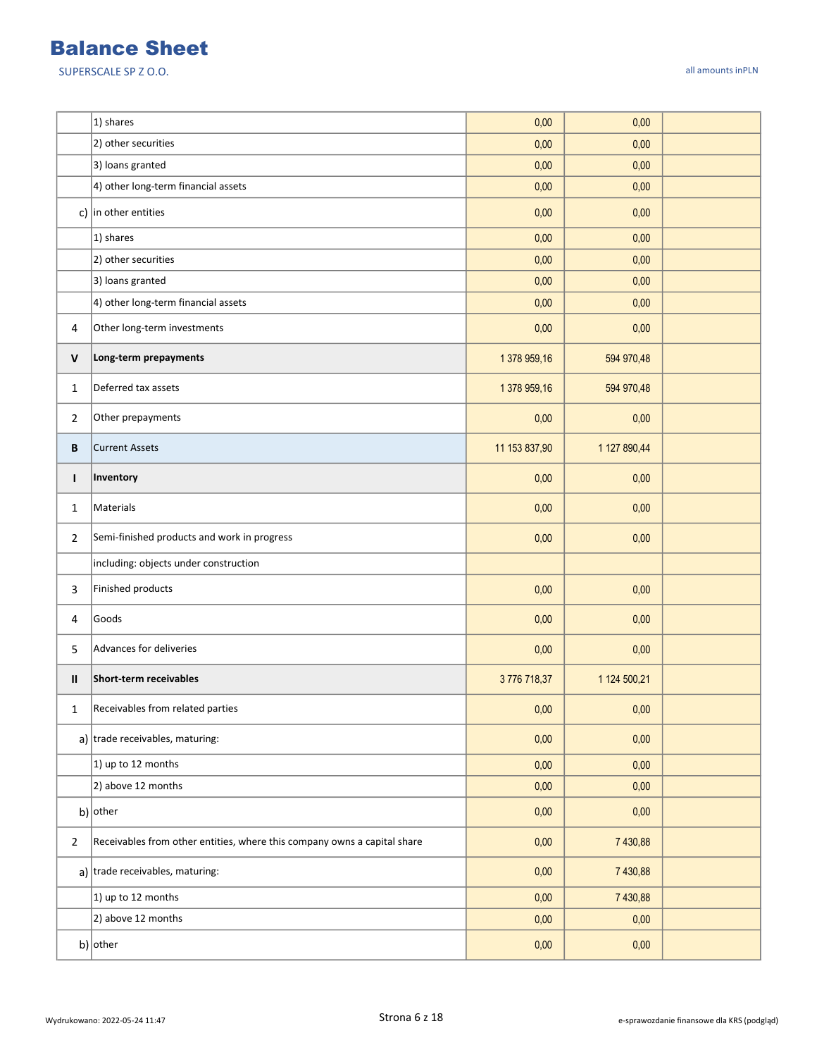# Balance Sheet

SUPERSCALE SP Z O.O.

all amounts inPLN

| | | | | |
|---|---|---|---|---|
| | 1) shares | 0,00 | 0,00 | |
| | 2) other securities | 0,00 | 0,00 | |
| | 3) loans granted | 0,00 | 0,00 | |
| | 4) other long-term financial assets | 0,00 | 0,00 | |
| c) | in other entities | 0,00 | 0,00 | |
| | 1) shares | 0,00 | 0,00 | |
| | 2) other securities | 0,00 | 0,00 | |
| | 3) loans granted | 0,00 | 0,00 | |
| | 4) other long-term financial assets | 0,00 | 0,00 | |
| 4 | Other long-term investments | 0,00 | 0,00 | |
| **V** | **Long-term prepayments** | 1 378 959,16 | 594 970,48 | |
| 1 | Deferred tax assets | 1 378 959,16 | 594 970,48 | |
| 2 | Other prepayments | 0,00 | 0,00 | |
| **B** | Current Assets | 11 153 837,90 | 1 127 890,44 | |
| **I** | **Inventory** | 0,00 | 0,00 | |
| 1 | Materials | 0,00 | 0,00 | |
| 2 | Semi-finished products and work in progress | 0,00 | 0,00 | |
| | including: objects under construction | | | |
| 3 | Finished products | 0,00 | 0,00 | |
| 4 | Goods | 0,00 | 0,00 | |
| 5 | Advances for deliveries | 0,00 | 0,00 | |
| **II** | **Short-term receivables** | 3 776 718,37 | 1 124 500,21 | |
| 1 | Receivables from related parties | 0,00 | 0,00 | |
| a) | trade receivables, maturing: | 0,00 | 0,00 | |
| | 1) up to 12 months | 0,00 | 0,00 | |
| | 2) above 12 months | 0,00 | 0,00 | |
| b) | other | 0,00 | 0,00 | |
| 2 | Receivables from other entities, where this company owns a capital share | 0,00 | 7 430,88 | |
| a) | trade receivables, maturing: | 0,00 | 7 430,88 | |
| | 1) up to 12 months | 0,00 | 7 430,88 | |
| | 2) above 12 months | 0,00 | 0,00 | |
| b) | other | 0,00 | 0,00 | |

Wydrukowano: 2022-05-24 11:47

e-sprawozdanie finansowe dla KRS (podgląd)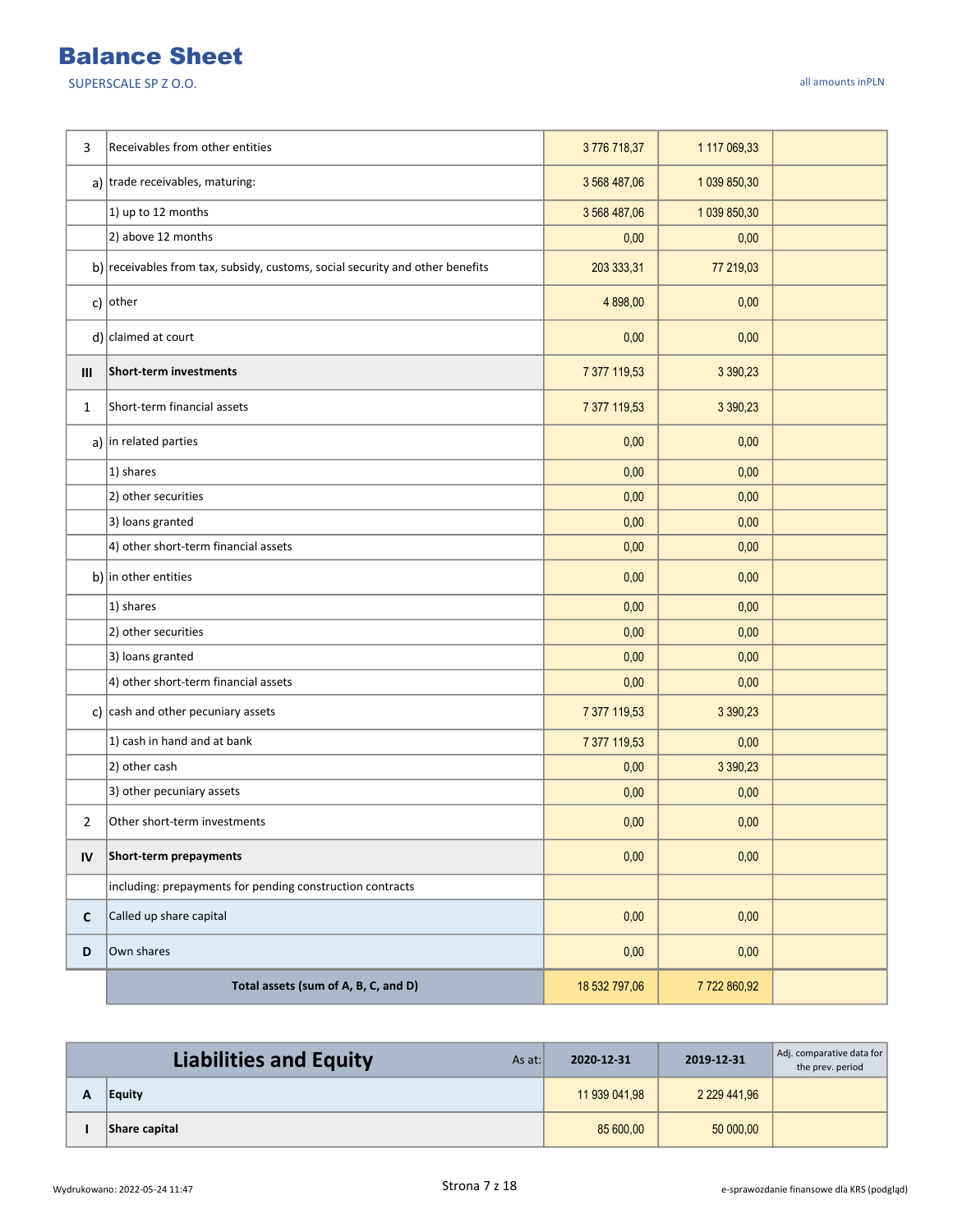# Balance Sheet

SUPERSCALE SP Z O.O.

all amounts inPLN

| | | | | |
|---|---|---|---|---|
| 3 | Receivables from other entities | 3 776 718,37 | 1 117 069,33 | |
| a) | trade receivables, maturing: | 3 568 487,06 | 1 039 850,30 | |
| | 1) up to 12 months | 3 568 487,06 | 1 039 850,30 | |
| | 2) above 12 months | 0,00 | 0,00 | |
| b) | receivables from tax, subsidy, customs, social security and other benefits | 203 333,31 | 77 219,03 | |
| c) | other | 4 898,00 | 0,00 | |
| d) | claimed at court | 0,00 | 0,00 | |
| **III** | **Short-term investments** | 7 377 119,53 | 3 390,23 | |
| 1 | Short-term financial assets | 7 377 119,53 | 3 390,23 | |
| a) | in related parties | 0,00 | 0,00 | |
| | 1) shares | 0,00 | 0,00 | |
| | 2) other securities | 0,00 | 0,00 | |
| | 3) loans granted | 0,00 | 0,00 | |
| | 4) other short-term financial assets | 0,00 | 0,00 | |
| b) | in other entities | 0,00 | 0,00 | |
| | 1) shares | 0,00 | 0,00 | |
| | 2) other securities | 0,00 | 0,00 | |
| | 3) loans granted | 0,00 | 0,00 | |
| | 4) other short-term financial assets | 0,00 | 0,00 | |
| c) | cash and other pecuniary assets | 7 377 119,53 | 3 390,23 | |
| | 1) cash in hand and at bank | 7 377 119,53 | 0,00 | |
| | 2) other cash | 0,00 | 3 390,23 | |
| | 3) other pecuniary assets | 0,00 | 0,00 | |
| 2 | Other short-term investments | 0,00 | 0,00 | |
| **IV** | **Short-term prepayments** | 0,00 | 0,00 | |
| | including: prepayments for pending construction contracts | | | |
| **C** | Called up share capital | 0,00 | 0,00 | |
| **D** | Own shares | 0,00 | 0,00 | |
| | **Total assets (sum of A, B, C, and D)** | 18 532 797,06 | 7 722 860,92 | |

| | **Liabilities and Equity** As at: | **2020-12-31** | **2019-12-31** | Adj. comparative data for the prev. period |
|---|---|---|---|---|
| **A** | **Equity** | 11 939 041,98 | 2 229 441,96 | |
| **I** | **Share capital** | 85 600,00 | 50 000,00 | |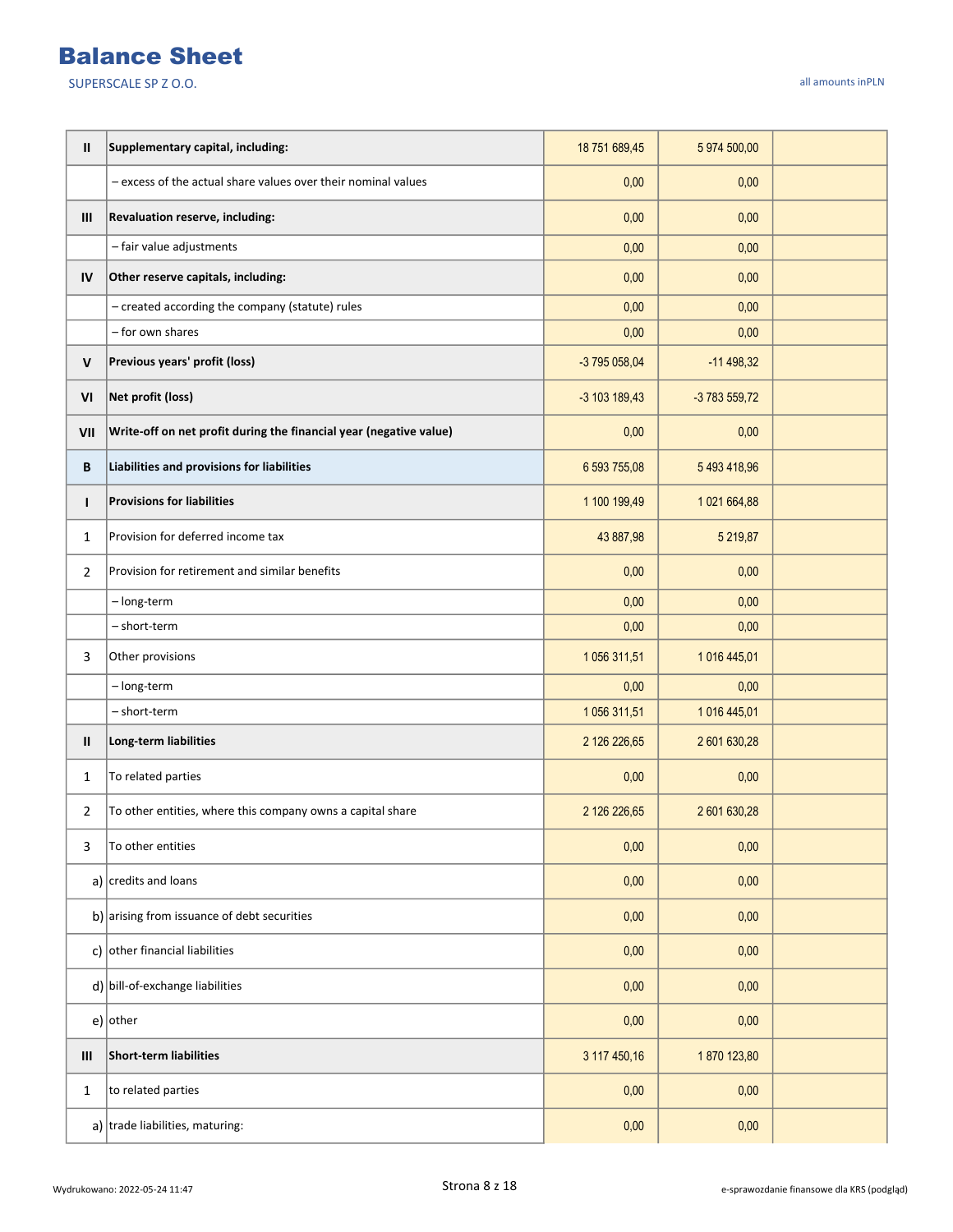# Balance Sheet

SUPERSCALE SP Z O.O.

all amounts inPLN

| | | | | |
|---|---|---|---|---|
| II | **Supplementary capital, including:** | 18 751 689,45 | 5 974 500,00 | |
| | – excess of the actual share values over their nominal values | 0,00 | 0,00 | |
| III | **Revaluation reserve, including:** | 0,00 | 0,00 | |
| | – fair value adjustments | 0,00 | 0,00 | |
| IV | **Other reserve capitals, including:** | 0,00 | 0,00 | |
| | – created according the company (statute) rules | 0,00 | 0,00 | |
| | – for own shares | 0,00 | 0,00 | |
| V | **Previous years' profit (loss)** | -3 795 058,04 | -11 498,32 | |
| VI | **Net profit (loss)** | -3 103 189,43 | -3 783 559,72 | |
| VII | **Write-off on net profit during the financial year (negative value)** | 0,00 | 0,00 | |
| B | **Liabilities and provisions for liabilities** | 6 593 755,08 | 5 493 418,96 | |
| I | **Provisions for liabilities** | 1 100 199,49 | 1 021 664,88 | |
| 1 | Provision for deferred income tax | 43 887,98 | 5 219,87 | |
| 2 | Provision for retirement and similar benefits | 0,00 | 0,00 | |
| | – long-term | 0,00 | 0,00 | |
| | – short-term | 0,00 | 0,00 | |
| 3 | Other provisions | 1 056 311,51 | 1 016 445,01 | |
| | – long-term | 0,00 | 0,00 | |
| | – short-term | 1 056 311,51 | 1 016 445,01 | |
| II | **Long-term liabilities** | 2 126 226,65 | 2 601 630,28 | |
| 1 | To related parties | 0,00 | 0,00 | |
| 2 | To other entities, where this company owns a capital share | 2 126 226,65 | 2 601 630,28 | |
| 3 | To other entities | 0,00 | 0,00 | |
| a) | credits and loans | 0,00 | 0,00 | |
| b) | arising from issuance of debt securities | 0,00 | 0,00 | |
| c) | other financial liabilities | 0,00 | 0,00 | |
| d) | bill-of-exchange liabilities | 0,00 | 0,00 | |
| e) | other | 0,00 | 0,00 | |
| III | **Short-term liabilities** | 3 117 450,16 | 1 870 123,80 | |
| 1 | to related parties | 0,00 | 0,00 | |
| a) | trade liabilities, maturing: | 0,00 | 0,00 | |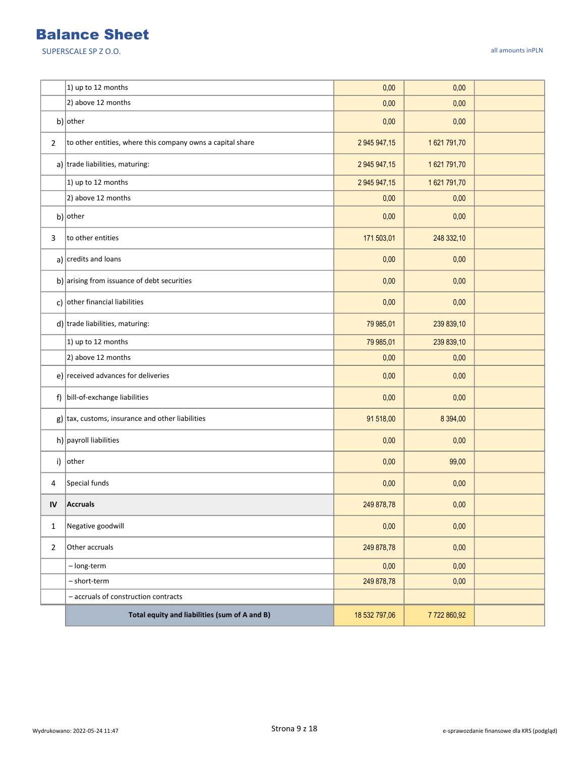# Balance Sheet

SUPERSCALE SP Z O.O.

all amounts inPLN

| | | | | |
|---|---|---|---|---|
| | 1) up to 12 months | 0,00 | 0,00 | |
| | 2) above 12 months | 0,00 | 0,00 | |
| b) | other | 0,00 | 0,00 | |
| 2 | to other entities, where this company owns a capital share | 2 945 947,15 | 1 621 791,70 | |
| a) | trade liabilities, maturing: | 2 945 947,15 | 1 621 791,70 | |
| | 1) up to 12 months | 2 945 947,15 | 1 621 791,70 | |
| | 2) above 12 months | 0,00 | 0,00 | |
| b) | other | 0,00 | 0,00 | |
| 3 | to other entities | 171 503,01 | 248 332,10 | |
| a) | credits and loans | 0,00 | 0,00 | |
| b) | arising from issuance of debt securities | 0,00 | 0,00 | |
| c) | other financial liabilities | 0,00 | 0,00 | |
| d) | trade liabilities, maturing: | 79 985,01 | 239 839,10 | |
| | 1) up to 12 months | 79 985,01 | 239 839,10 | |
| | 2) above 12 months | 0,00 | 0,00 | |
| e) | received advances for deliveries | 0,00 | 0,00 | |
| f) | bill-of-exchange liabilities | 0,00 | 0,00 | |
| g) | tax, customs, insurance and other liabilities | 91 518,00 | 8 394,00 | |
| h) | payroll liabilities | 0,00 | 0,00 | |
| i) | other | 0,00 | 99,00 | |
| 4 | Special funds | 0,00 | 0,00 | |
| **IV** | **Accruals** | 249 878,78 | 0,00 | |
| 1 | Negative goodwill | 0,00 | 0,00 | |
| 2 | Other accruals | 249 878,78 | 0,00 | |
| | – long-term | 0,00 | 0,00 | |
| | – short-term | 249 878,78 | 0,00 | |
| | – accruals of construction contracts | | | |
| | **Total equity and liabilities (sum of A and B)** | 18 532 797,06 | 7 722 860,92 | |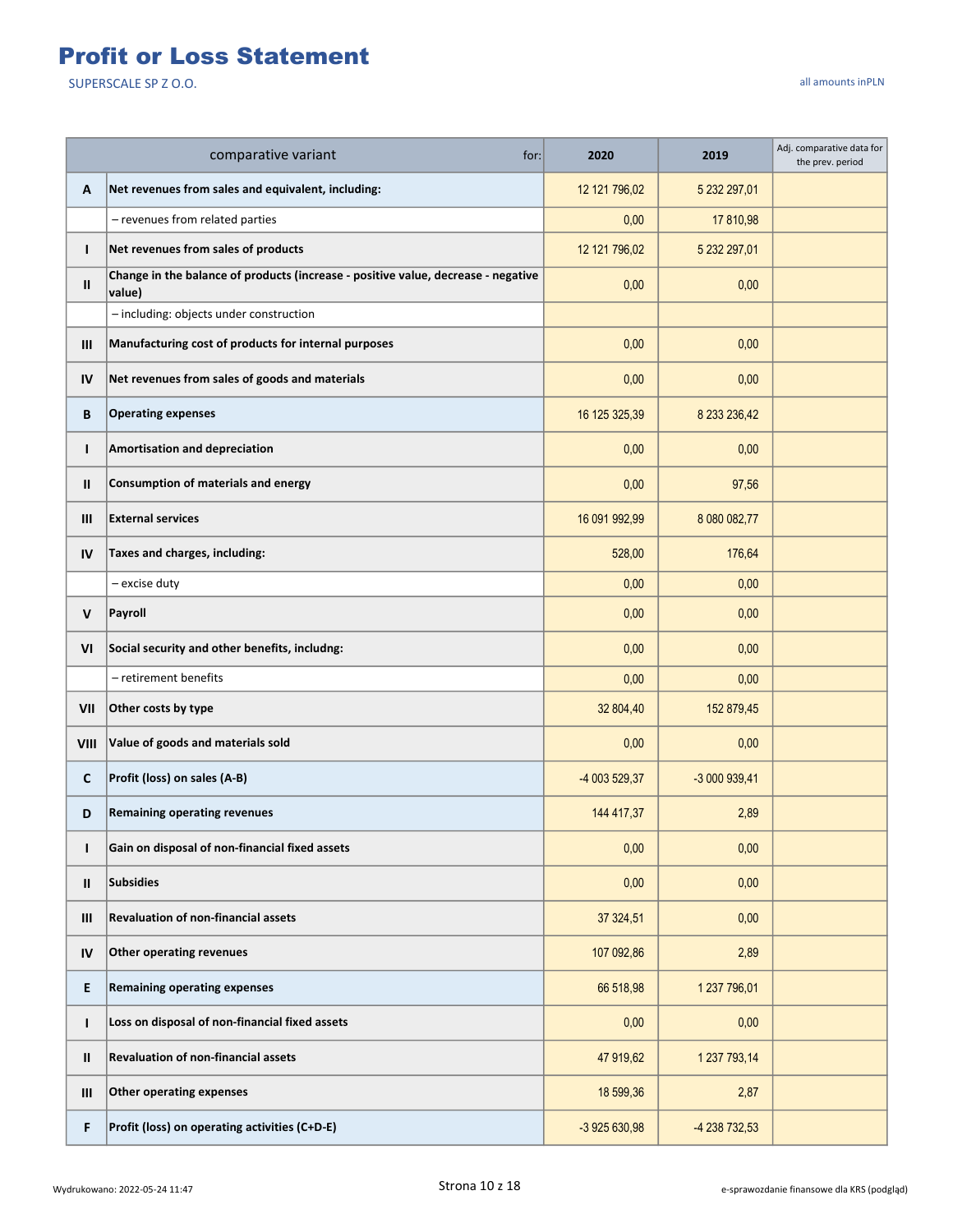# Profit or Loss Statement

SUPERSCALE SP Z O.O.

all amounts inPLN

| | comparative variant for: | 2020 | 2019 | Adj. comparative data for the prev. period |
|---|---|---|---|---|
| **A** | **Net revenues from sales and equivalent, including:** | 12 121 796,02 | 5 232 297,01 | |
| | – revenues from related parties | 0,00 | 17 810,98 | |
| **I** | **Net revenues from sales of products** | 12 121 796,02 | 5 232 297,01 | |
| **II** | **Change in the balance of products (increase - positive value, decrease - negative value)** | 0,00 | 0,00 | |
| | – including: objects under construction | | | |
| **III** | **Manufacturing cost of products for internal purposes** | 0,00 | 0,00 | |
| **IV** | **Net revenues from sales of goods and materials** | 0,00 | 0,00 | |
| **B** | **Operating expenses** | 16 125 325,39 | 8 233 236,42 | |
| **I** | **Amortisation and depreciation** | 0,00 | 0,00 | |
| **II** | **Consumption of materials and energy** | 0,00 | 97,56 | |
| **III** | **External services** | 16 091 992,99 | 8 080 082,77 | |
| **IV** | **Taxes and charges, including:** | 528,00 | 176,64 | |
| | – excise duty | 0,00 | 0,00 | |
| **V** | **Payroll** | 0,00 | 0,00 | |
| **VI** | **Social security and other benefits, includng:** | 0,00 | 0,00 | |
| | – retirement benefits | 0,00 | 0,00 | |
| **VII** | **Other costs by type** | 32 804,40 | 152 879,45 | |
| **VIII** | **Value of goods and materials sold** | 0,00 | 0,00 | |
| **C** | **Profit (loss) on sales (A-B)** | -4 003 529,37 | -3 000 939,41 | |
| **D** | **Remaining operating revenues** | 144 417,37 | 2,89 | |
| **I** | **Gain on disposal of non-financial fixed assets** | 0,00 | 0,00 | |
| **II** | **Subsidies** | 0,00 | 0,00 | |
| **III** | **Revaluation of non-financial assets** | 37 324,51 | 0,00 | |
| **IV** | **Other operating revenues** | 107 092,86 | 2,89 | |
| **E** | **Remaining operating expenses** | 66 518,98 | 1 237 796,01 | |
| **I** | **Loss on disposal of non-financial fixed assets** | 0,00 | 0,00 | |
| **II** | **Revaluation of non-financial assets** | 47 919,62 | 1 237 793,14 | |
| **III** | **Other operating expenses** | 18 599,36 | 2,87 | |
| **F** | **Profit (loss) on operating activities (C+D-E)** | -3 925 630,98 | -4 238 732,53 | |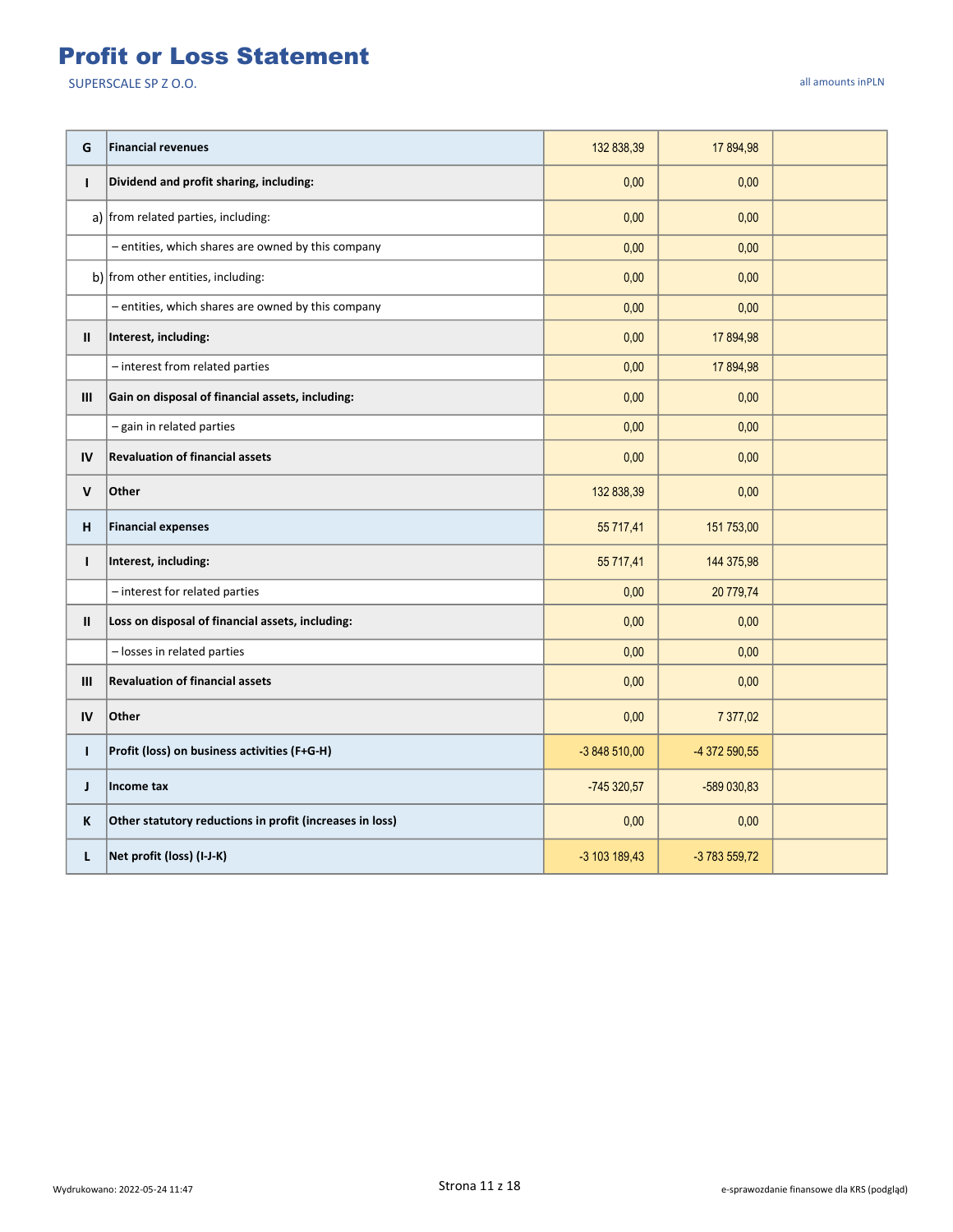# Profit or Loss Statement

SUPERSCALE SP Z O.O.

all amounts inPLN

| | | | | |
|---|---|---|---|---|
| G | **Financial revenues** | 132 838,39 | 17 894,98 | |
| I | **Dividend and profit sharing, including:** | 0,00 | 0,00 | |
| a) | from related parties, including: | 0,00 | 0,00 | |
| | – entities, which shares are owned by this company | 0,00 | 0,00 | |
| b) | from other entities, including: | 0,00 | 0,00 | |
| | – entities, which shares are owned by this company | 0,00 | 0,00 | |
| II | **Interest, including:** | 0,00 | 17 894,98 | |
| | – interest from related parties | 0,00 | 17 894,98 | |
| III | **Gain on disposal of financial assets, including:** | 0,00 | 0,00 | |
| | – gain in related parties | 0,00 | 0,00 | |
| IV | **Revaluation of financial assets** | 0,00 | 0,00 | |
| V | **Other** | 132 838,39 | 0,00 | |
| H | **Financial expenses** | 55 717,41 | 151 753,00 | |
| I | **Interest, including:** | 55 717,41 | 144 375,98 | |
| | – interest for related parties | 0,00 | 20 779,74 | |
| II | **Loss on disposal of financial assets, including:** | 0,00 | 0,00 | |
| | – losses in related parties | 0,00 | 0,00 | |
| III | **Revaluation of financial assets** | 0,00 | 0,00 | |
| IV | **Other** | 0,00 | 7 377,02 | |
| I | **Profit (loss) on business activities (F+G-H)** | -3 848 510,00 | -4 372 590,55 | |
| J | **Income tax** | -745 320,57 | -589 030,83 | |
| K | **Other statutory reductions in profit (increases in loss)** | 0,00 | 0,00 | |
| L | **Net profit (loss) (I-J-K)** | -3 103 189,43 | -3 783 559,72 | |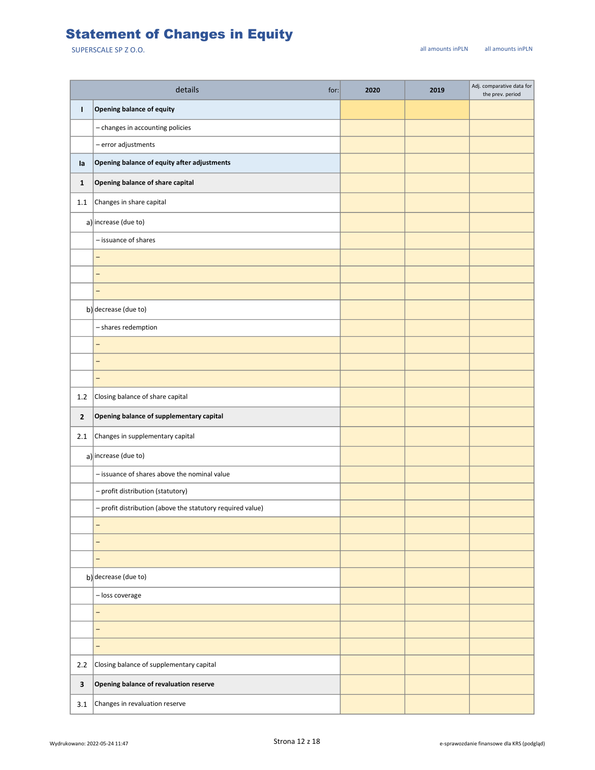# Statement of Changes in Equity

SUPERSCALE SP Z O.O.

all amounts inPLN all amounts inPLN

| | details for: | 2020 | 2019 | Adj. comparative data for the prev. period |
|---|---|---|---|---|
| **I** | **Opening balance of equity** | | | |
| | – changes in accounting policies | | | |
| | – error adjustments | | | |
| **Ia** | **Opening balance of equity after adjustments** | | | |
| **1** | **Opening balance of share capital** | | | |
| 1.1 | Changes in share capital | | | |
| a) | increase (due to) | | | |
| | – issuance of shares | | | |
| | – | | | |
| | – | | | |
| | – | | | |
| b) | decrease (due to) | | | |
| | – shares redemption | | | |
| | – | | | |
| | – | | | |
| | – | | | |
| 1.2 | Closing balance of share capital | | | |
| **2** | **Opening balance of supplementary capital** | | | |
| 2.1 | Changes in supplementary capital | | | |
| a) | increase (due to) | | | |
| | – issuance of shares above the nominal value | | | |
| | – profit distribution (statutory) | | | |
| | – profit distribution (above the statutory required value) | | | |
| | – | | | |
| | – | | | |
| | – | | | |
| b) | decrease (due to) | | | |
| | – loss coverage | | | |
| | – | | | |
| | – | | | |
| | – | | | |
| 2.2 | Closing balance of supplementary capital | | | |
| **3** | **Opening balance of revaluation reserve** | | | |
| 3.1 | Changes in revaluation reserve | | | |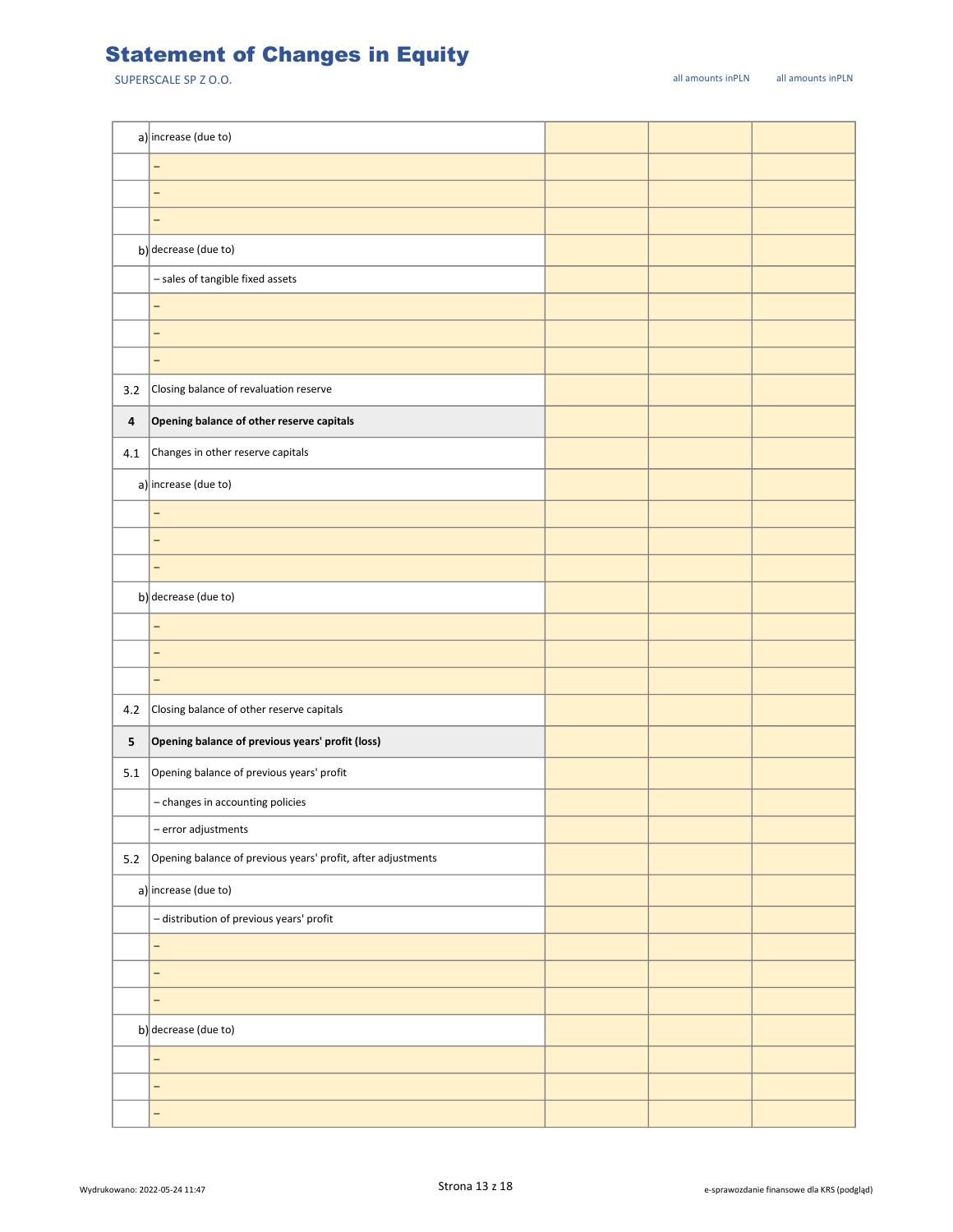# Statement of Changes in Equity

SUPERSCALE SP Z O.O.

all amounts inPLN all amounts inPLN

| | | | | |
|---|---|---|---|---|
| a) | increase (due to) | | | |
| | – | | | |
| | – | | | |
| | – | | | |
| b) | decrease (due to) | | | |
| | – sales of tangible fixed assets | | | |
| | – | | | |
| | – | | | |
| | – | | | |
| 3.2 | Closing balance of revaluation reserve | | | |
| **4** | **Opening balance of other reserve capitals** | | | |
| 4.1 | Changes in other reserve capitals | | | |
| a) | increase (due to) | | | |
| | – | | | |
| | – | | | |
| | – | | | |
| b) | decrease (due to) | | | |
| | – | | | |
| | – | | | |
| | – | | | |
| 4.2 | Closing balance of other reserve capitals | | | |
| **5** | **Opening balance of previous years' profit (loss)** | | | |
| 5.1 | Opening balance of previous years' profit | | | |
| | – changes in accounting policies | | | |
| | – error adjustments | | | |
| 5.2 | Opening balance of previous years' profit, after adjustments | | | |
| a) | increase (due to) | | | |
| | – distribution of previous years' profit | | | |
| | – | | | |
| | – | | | |
| | – | | | |
| b) | decrease (due to) | | | |
| | – | | | |
| | – | | | |
| | – | | | |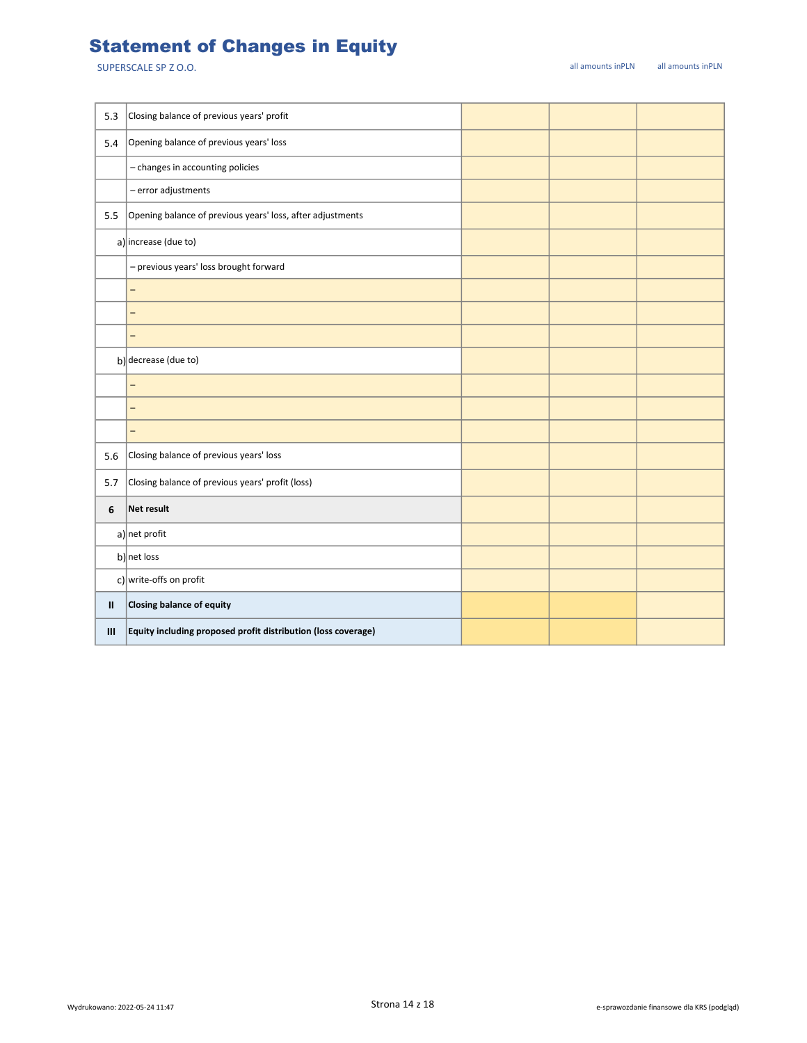# Statement of Changes in Equity

SUPERSCALE SP Z O.O.

all amounts inPLN | all amounts inPLN

| | | | | |
|---|---|---|---|---|
| 5.3 | Closing balance of previous years' profit | | | |
| 5.4 | Opening balance of previous years' loss | | | |
| | – changes in accounting policies | | | |
| | – error adjustments | | | |
| 5.5 | Opening balance of previous years' loss, after adjustments | | | |
| a) | increase (due to) | | | |
| | – previous years' loss brought forward | | | |
| | – | | | |
| | – | | | |
| | – | | | |
| b) | decrease (due to) | | | |
| | – | | | |
| | – | | | |
| | – | | | |
| 5.6 | Closing balance of previous years' loss | | | |
| 5.7 | Closing balance of previous years' profit (loss) | | | |
| **6** | **Net result** | | | |
| a) | net profit | | | |
| b) | net loss | | | |
| c) | write-offs on profit | | | |
| **II** | **Closing balance of equity** | | | |
| **III** | **Equity including proposed profit distribution (loss coverage)** | | | |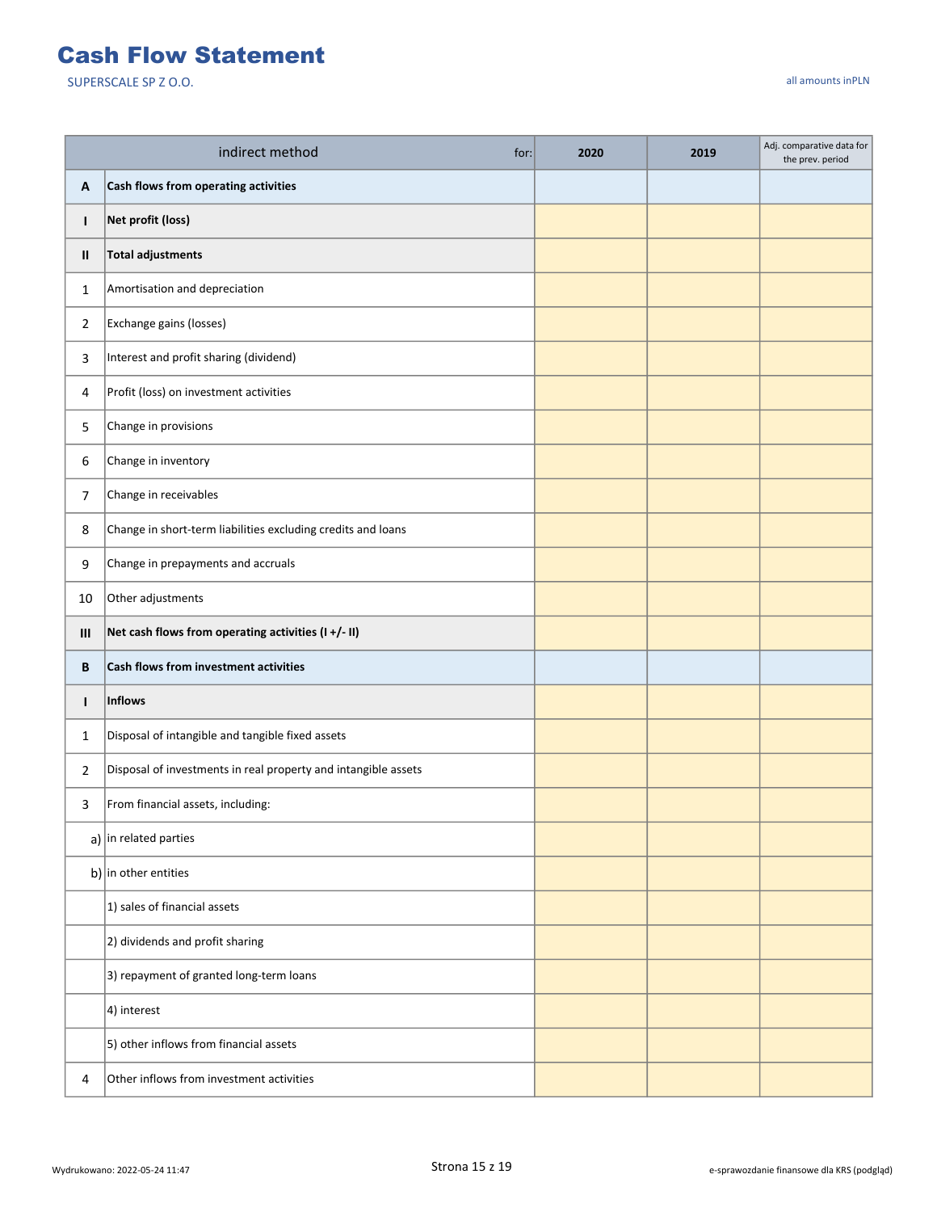# Cash Flow Statement

SUPERSCALE SP Z O.O.

all amounts inPLN

| | indirect method for: | 2020 | 2019 | Adj. comparative data for the prev. period |
|---|---|---|---|---|
| **A** | **Cash flows from operating activities** | | | |
| **I** | **Net profit (loss)** | | | |
| **II** | **Total adjustments** | | | |
| 1 | Amortisation and depreciation | | | |
| 2 | Exchange gains (losses) | | | |
| 3 | Interest and profit sharing (dividend) | | | |
| 4 | Profit (loss) on investment activities | | | |
| 5 | Change in provisions | | | |
| 6 | Change in inventory | | | |
| 7 | Change in receivables | | | |
| 8 | Change in short-term liabilities excluding credits and loans | | | |
| 9 | Change in prepayments and accruals | | | |
| 10 | Other adjustments | | | |
| **III** | **Net cash flows from operating activities (I +/- II)** | | | |
| **B** | **Cash flows from investment activities** | | | |
| **I** | **Inflows** | | | |
| 1 | Disposal of intangible and tangible fixed assets | | | |
| 2 | Disposal of investments in real property and intangible assets | | | |
| 3 | From financial assets, including: | | | |
| a) | in related parties | | | |
| b) | in other entities | | | |
| | 1) sales of financial assets | | | |
| | 2) dividends and profit sharing | | | |
| | 3) repayment of granted long-term loans | | | |
| | 4) interest | | | |
| | 5) other inflows from financial assets | | | |
| 4 | Other inflows from investment activities | | | |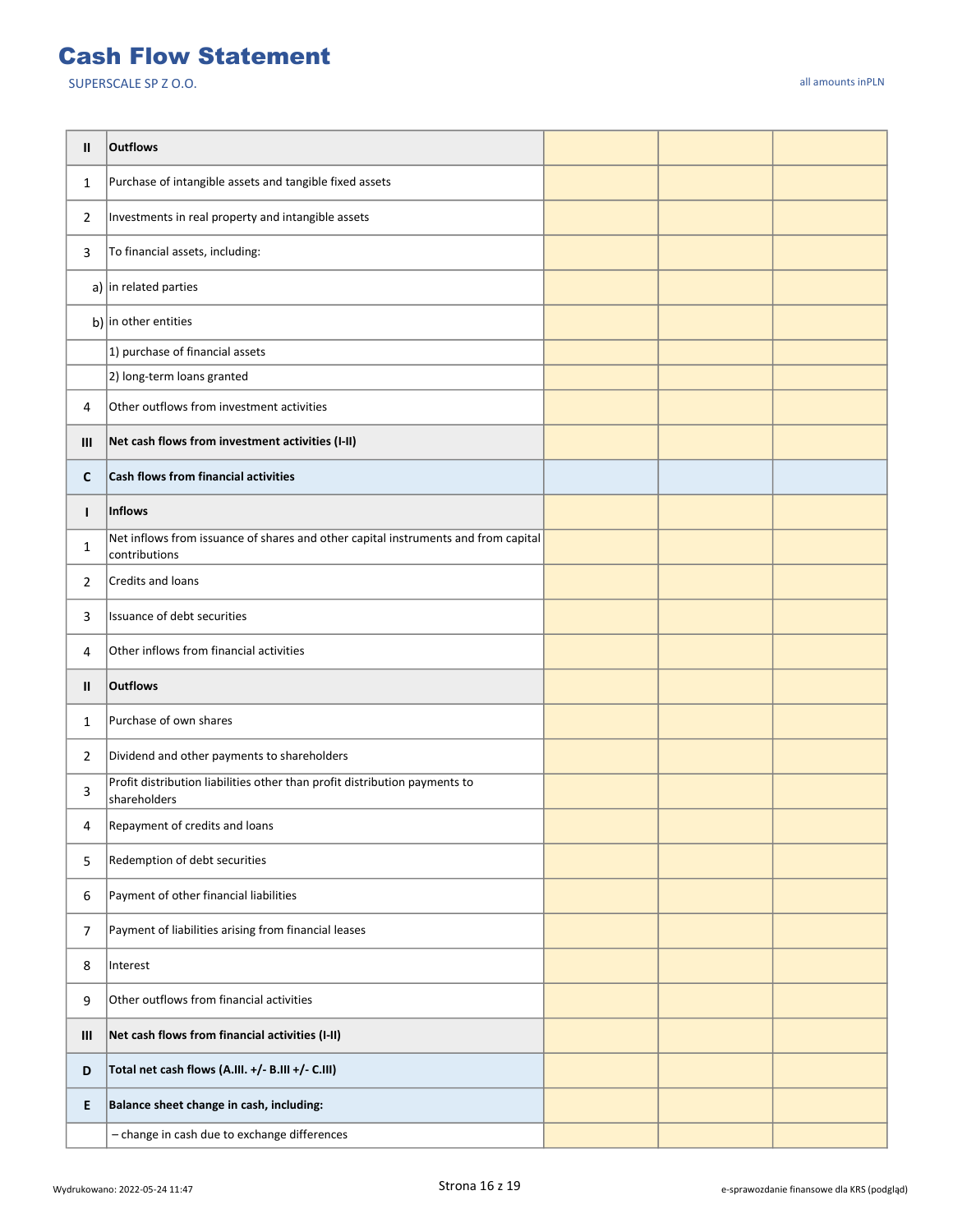# Cash Flow Statement

SUPERSCALE SP Z O.O.

all amounts inPLN

| | | | | |
|---|---|---|---|---|
| **II** | **Outflows** | | | |
| 1 | Purchase of intangible assets and tangible fixed assets | | | |
| 2 | Investments in real property and intangible assets | | | |
| 3 | To financial assets, including: | | | |
| a) | in related parties | | | |
| b) | in other entities | | | |
| | 1) purchase of financial assets | | | |
| | 2) long-term loans granted | | | |
| 4 | Other outflows from investment activities | | | |
| **III** | **Net cash flows from investment activities (I-II)** | | | |
| **C** | **Cash flows from financial activities** | | | |
| **I** | **Inflows** | | | |
| 1 | Net inflows from issuance of shares and other capital instruments and from capital contributions | | | |
| 2 | Credits and loans | | | |
| 3 | Issuance of debt securities | | | |
| 4 | Other inflows from financial activities | | | |
| **II** | **Outflows** | | | |
| 1 | Purchase of own shares | | | |
| 2 | Dividend and other payments to shareholders | | | |
| 3 | Profit distribution liabilities other than profit distribution payments to shareholders | | | |
| 4 | Repayment of credits and loans | | | |
| 5 | Redemption of debt securities | | | |
| 6 | Payment of other financial liabilities | | | |
| 7 | Payment of liabilities arising from financial leases | | | |
| 8 | Interest | | | |
| 9 | Other outflows from financial activities | | | |
| **III** | **Net cash flows from financial activities (I-II)** | | | |
| **D** | **Total net cash flows (A.III. +/- B.III +/- C.III)** | | | |
| **E** | **Balance sheet change in cash, including:** | | | |
| | – change in cash due to exchange differences | | | |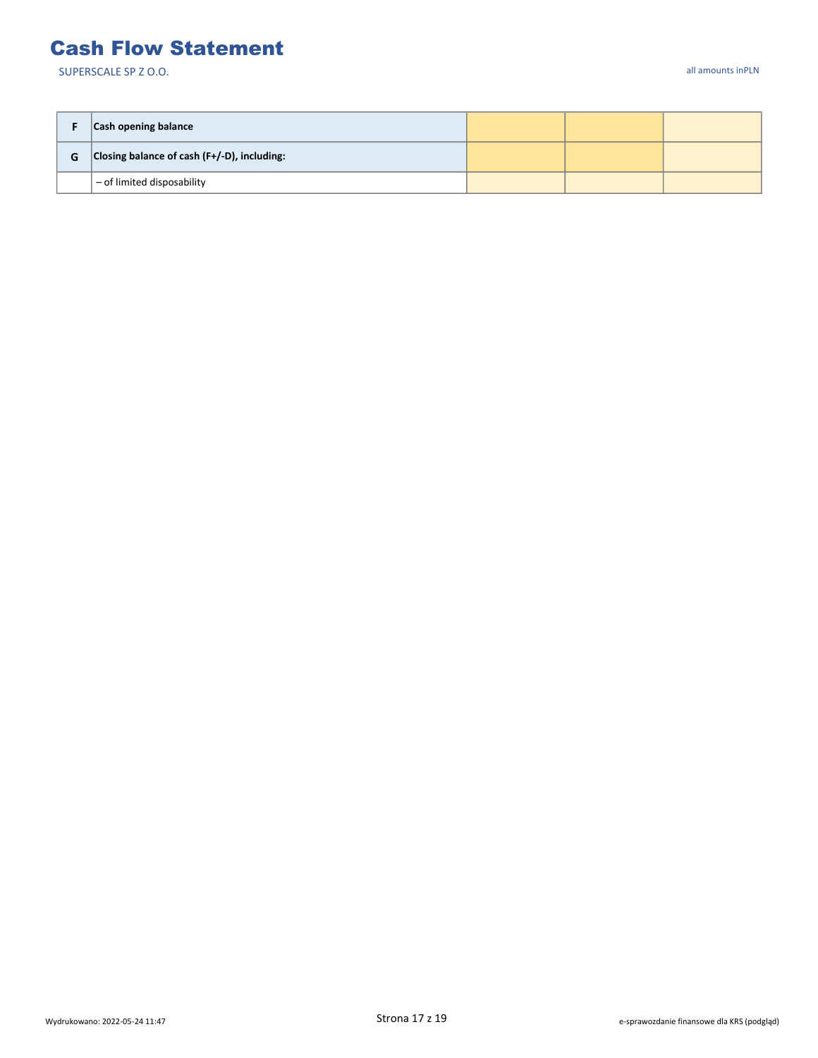# Cash Flow Statement

SUPERSCALE SP Z O.O.

all amounts inPLN

| | | | | |
|---|---|---|---|---|
| **F** | **Cash opening balance** | | | |
| **G** | **Closing balance of cash (F+/-D), including:** | | | |
| | – of limited disposability | | | |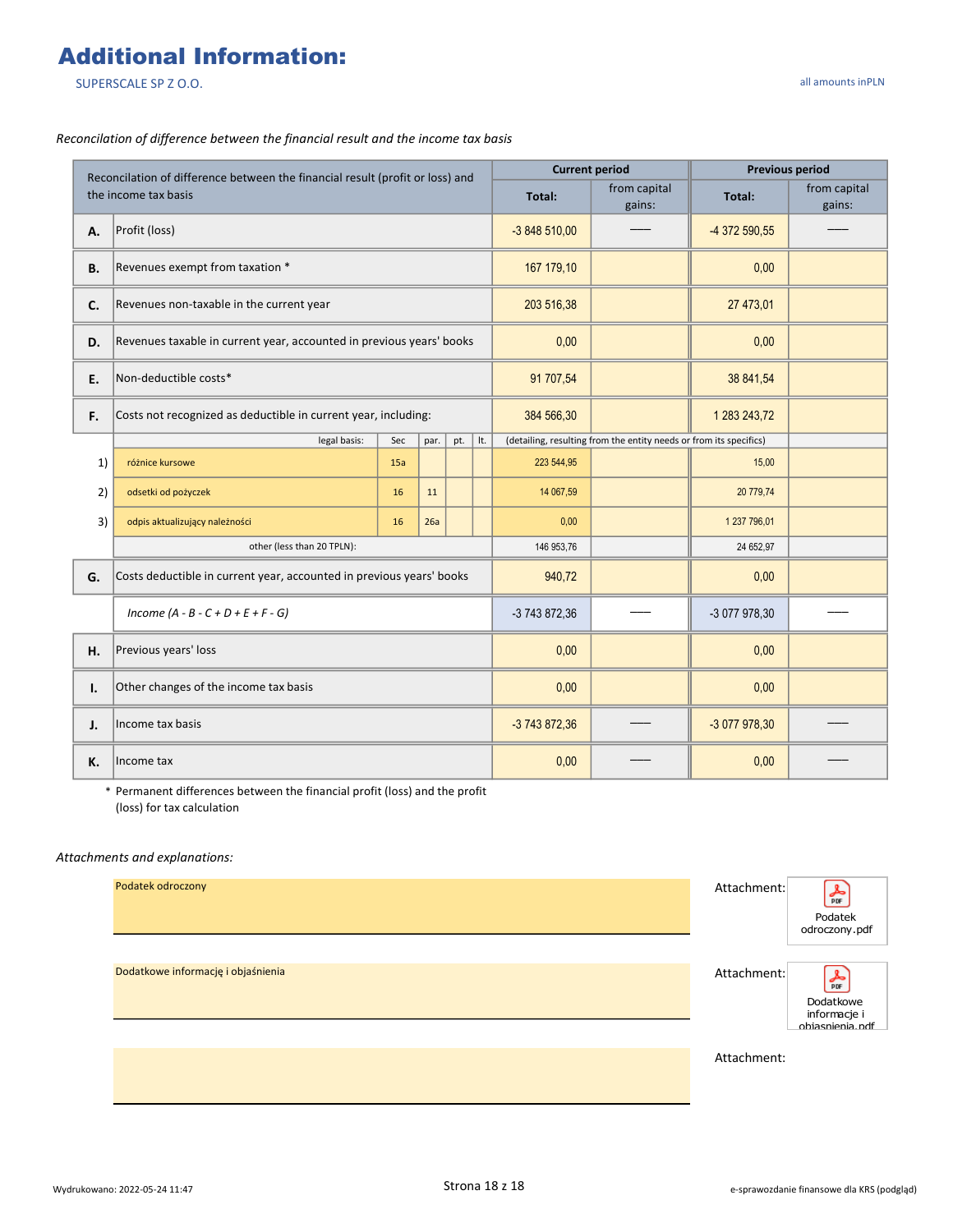# Additional Information:

SUPERSCALE SP Z O.O.

all amounts inPLN

*Reconciliation of difference between the financial result and the income tax basis*

| | Reconciliation of difference between the financial result (profit or loss) and the income tax basis | | | | | Current period | | Previous period | |
|---|---|---|---|---|---|---|---|---|---|
| | | | | | | **Total:** | from capital gains: | **Total:** | from capital gains: |
| **A.** | Profit (loss) | | | | | -3 848 510,00 | —— | -4 372 590,55 | —— |
| **B.** | Revenues exempt from taxation * | | | | | 167 179,10 | | 0,00 | |
| **C.** | Revenues non-taxable in the current year | | | | | 203 516,38 | | 27 473,01 | |
| **D.** | Revenues taxable in current year, accounted in previous years' books | | | | | 0,00 | | 0,00 | |
| **E.** | Non-deductible costs* | | | | | 91 707,54 | | 38 841,54 | |
| **F.** | Costs not recognized as deductible in current year, including: | | | | | 384 566,30 | | 1 283 243,72 | |
| | legal basis: | Sec | par. | pt. | lt. | (detailing, resulting from the entity needs or from its specifics) | | | |
| 1) | różnice kursowe | 15a | | | | 223 544,95 | | 15,00 | |
| 2) | odsetki od pożyczek | 16 | 11 | | | 14 067,59 | | 20 779,74 | |
| 3) | odpis aktualizujący należności | 16 | 26a | | | 0,00 | | 1 237 796,01 | |
| | other (less than 20 TPLN): | | | | | 146 953,76 | | 24 652,97 | |
| **G.** | Costs deductible in current year, accounted in previous years' books | | | | | 940,72 | | 0,00 | |
| | *Income (A - B - C + D + E + F - G)* | | | | | -3 743 872,36 | —— | -3 077 978,30 | —— |
| **H.** | Previous years' loss | | | | | 0,00 | | 0,00 | |
| **I.** | Other changes of the income tax basis | | | | | 0,00 | | 0,00 | |
| **J.** | Income tax basis | | | | | -3 743 872,36 | —— | -3 077 978,30 | —— |
| **K.** | Income tax | | | | | 0,00 | —— | 0,00 | —— |

\* Permanent differences between the financial profit (loss) and the profit (loss) for tax calculation

*Attachments and explanations:*

Podatek odroczony — Attachment: Podatek odroczony.pdf

Dodatkowe informację i objaśnienia — Attachment: Dodatkowe informacje i objasnienia.pdf

Attachment: